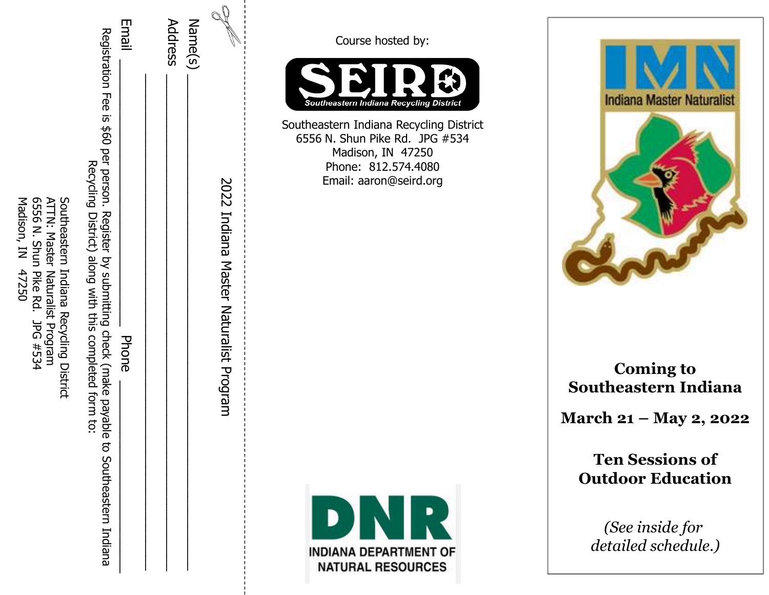2022 Indiana Master Naturalist Program

Name(s) \_\_\_\_\_\_\_\_\_\_\_\_\_\_\_\_\_\_\_\_\_\_\_\_\_\_\_\_\_\_\_\_

Address \_\_\_\_\_\_\_\_\_\_\_\_\_\_\_\_\_\_\_\_\_\_\_\_\_\_\_\_\_\_\_\_

\_\_\_\_\_\_\_\_\_\_\_\_\_\_\_\_\_\_\_\_\_\_\_\_\_\_\_\_\_\_\_\_

Email \_\_\_\_\_\_\_\_\_\_\_\_\_\_\_\_ Phone \_\_\_\_\_\_\_\_\_\_\_\_\_\_\_\_

Registration Fee is $60 per person. Register by submitting check (make payable to Southeastern Indiana Recycling District) along with this completed form to:

Southeastern Indiana Recycling District
ATTN: Master Naturalist Program
6556 N. Shun Pike Rd. JPG #534
Madison, IN 47250

Course hosted by:

SEIRD
Southeastern Indiana Recycling District

Southeastern Indiana Recycling District
6556 N. Shun Pike Rd. JPG #534
Madison, IN 47250
Phone: 812.574.4080
Email: aaron@seird.org

DNR
INDIANA DEPARTMENT OF NATURAL RESOURCES

IMN
Indiana Master Naturalist

**Coming to Southeastern Indiana**

**March 21 – May 2, 2022**

**Ten Sessions of Outdoor Education**

*(See inside for detailed schedule.)*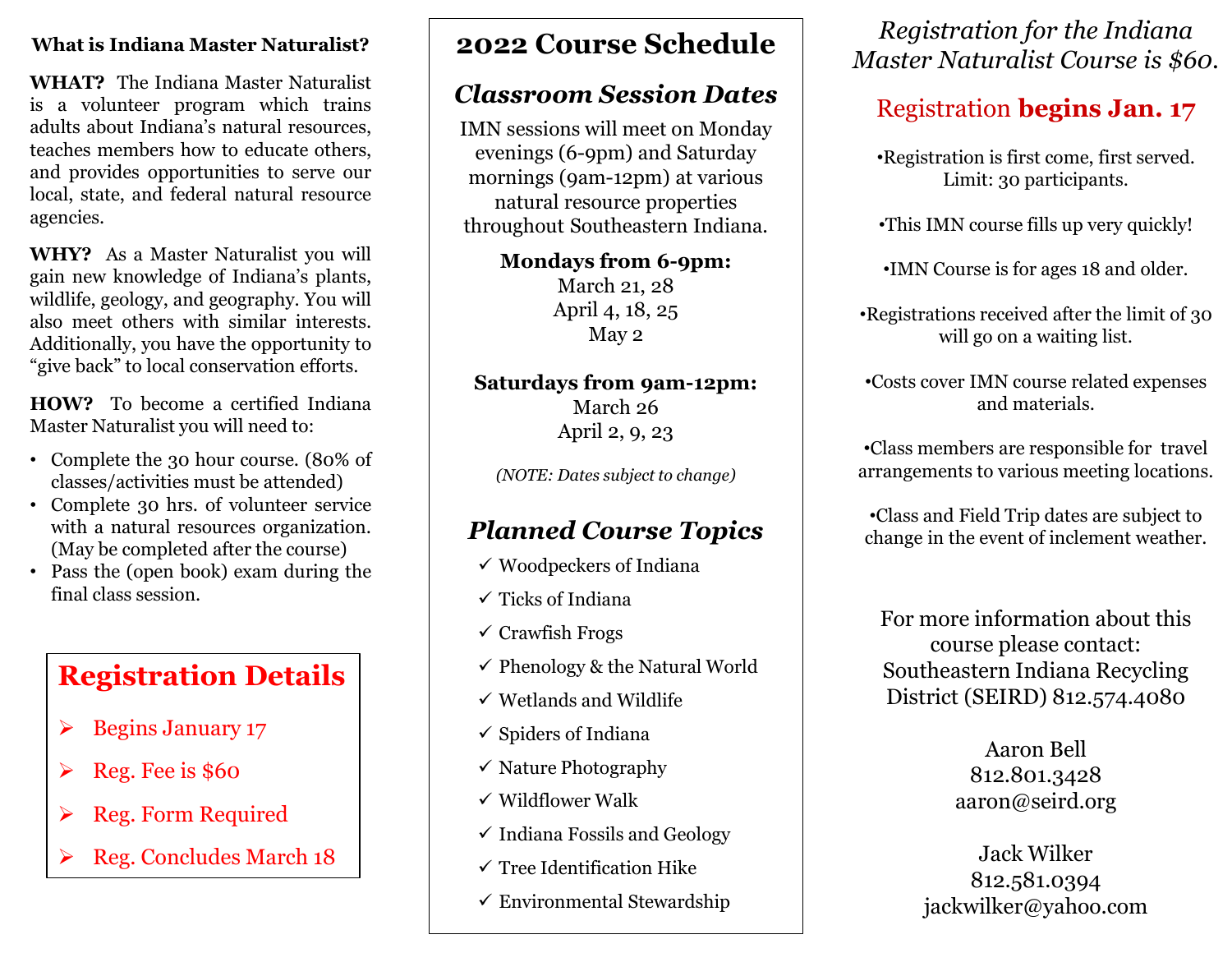## What is Indiana Master Naturalist?

**WHAT?** The Indiana Master Naturalist is a volunteer program which trains adults about Indiana's natural resources, teaches members how to educate others, and provides opportunities to serve our local, state, and federal natural resource agencies.

**WHY?** As a Master Naturalist you will gain new knowledge of Indiana's plants, wildlife, geology, and geography. You will also meet others with similar interests. Additionally, you have the opportunity to "give back" to local conservation efforts.

**HOW?** To become a certified Indiana Master Naturalist you will need to:

- Complete the 30 hour course. (80% of classes/activities must be attended)
- Complete 30 hrs. of volunteer service with a natural resources organization. (May be completed after the course)
- Pass the (open book) exam during the final class session.

## Registration Details

- Begins January 17
- Reg. Fee is $60
- Reg. Form Required
- Reg. Concludes March 18

# 2022 Course Schedule

## *Classroom Session Dates*

IMN sessions will meet on Monday evenings (6-9pm) and Saturday mornings (9am-12pm) at various natural resource properties throughout Southeastern Indiana.

**Mondays from 6-9pm:**
March 21, 28
April 4, 18, 25
May 2

**Saturdays from 9am-12pm:**
March 26
April 2, 9, 23

*(NOTE: Dates subject to change)*

## *Planned Course Topics*

- ✓ Woodpeckers of Indiana
- ✓ Ticks of Indiana
- ✓ Crawfish Frogs
- ✓ Phenology & the Natural World
- ✓ Wetlands and Wildlife
- ✓ Spiders of Indiana
- ✓ Nature Photography
- ✓ Wildflower Walk
- ✓ Indiana Fossils and Geology
- ✓ Tree Identification Hike
- ✓ Environmental Stewardship

*Registration for the Indiana Master Naturalist Course is $60.*

Registration **begins Jan. 17**

•Registration is first come, first served. Limit: 30 participants.

•This IMN course fills up very quickly!

•IMN Course is for ages 18 and older.

•Registrations received after the limit of 30 will go on a waiting list.

•Costs cover IMN course related expenses and materials.

•Class members are responsible for travel arrangements to various meeting locations.

•Class and Field Trip dates are subject to change in the event of inclement weather.

For more information about this course please contact:
Southeastern Indiana Recycling District (SEIRD) 812.574.4080

Aaron Bell
812.801.3428
aaron@seird.org

Jack Wilker
812.581.0394
jackwilker@yahoo.com